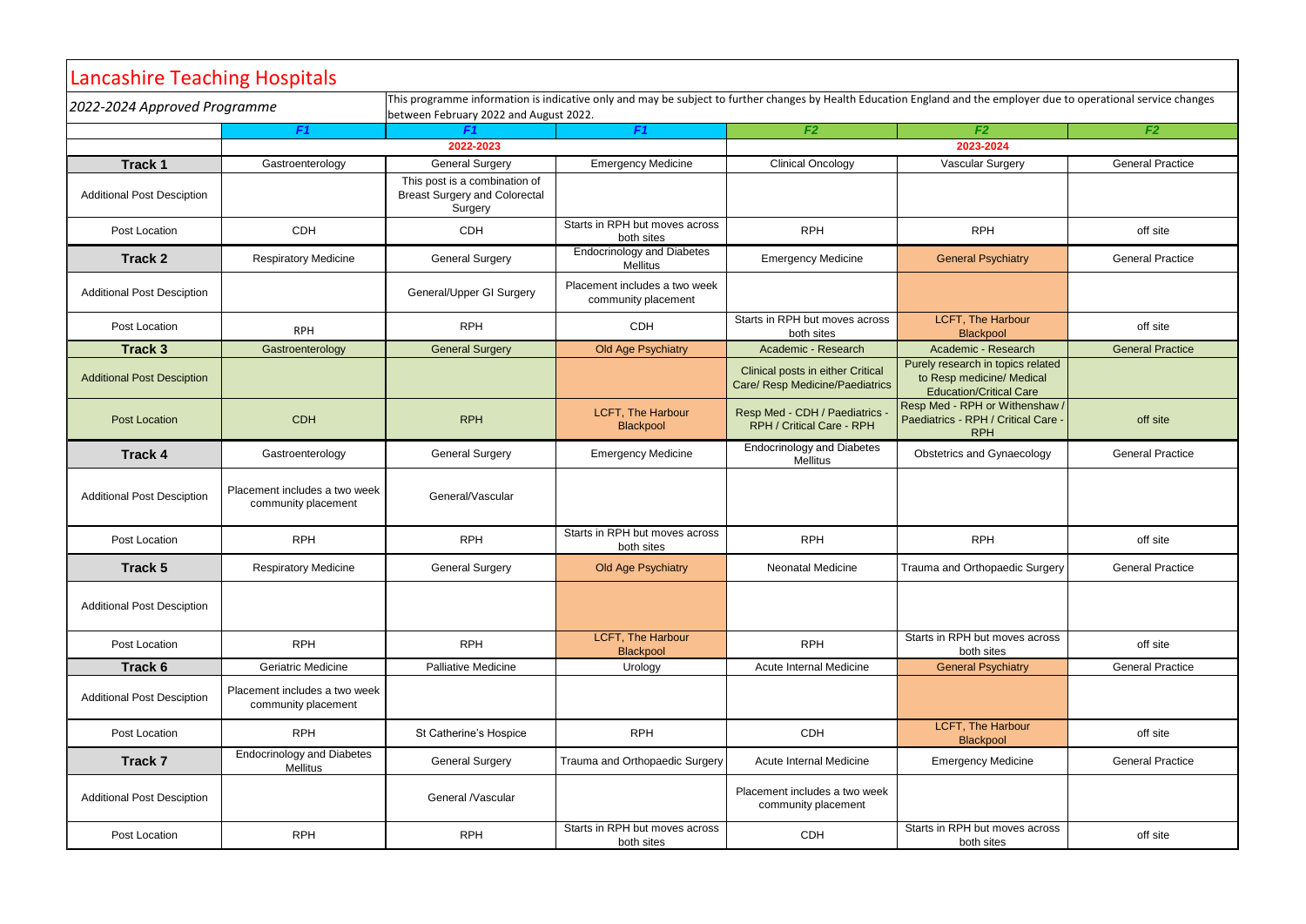# Lancashire Teaching Hospitals

*2022-2024 Approved Programme*

This programme information is indicative only and may be subject to further changes by Health Education England and the employer due to operational service changes between February 2022 and August 2022.

| | *F1* | *F1* | *F1* | *F2* | *F2* | *F2* |
|---|---|---|---|---|---|---|
| | 2022-2023 | | | 2023-2024 | | |
| **Track 1** | Gastroenterology | General Surgery | Emergency Medicine | Clinical Oncology | Vascular Surgery | General Practice |
| Additional Post Desciption | | This post is a combination of Breast Surgery and Colorectal Surgery | | | | |
| Post Location | CDH | CDH | Starts in RPH but moves across both sites | RPH | RPH | off site |
| **Track 2** | Respiratory Medicine | General Surgery | Endocrinology and Diabetes Mellitus | Emergency Medicine | General Psychiatry | General Practice |
| Additional Post Desciption | | General/Upper GI Surgery | Placement includes a two week community placement | | | |
| Post Location | RPH | RPH | CDH | Starts in RPH but moves across both sites | LCFT, The Harbour Blackpool | off site |
| **Track 3** | Gastroenterology | General Surgery | Old Age Psychiatry | Academic - Research | Academic - Research | General Practice |
| Additional Post Desciption | | | | Clinical posts in either Critical Care/ Resp Medicine/Paediatrics | Purely research in topics related to Resp medicine/ Medical Education/Critical Care | |
| Post Location | CDH | RPH | LCFT, The Harbour Blackpool | Resp Med - CDH / Paediatrics - RPH / Critical Care - RPH | Resp Med - RPH or Withenshaw / Paediatrics - RPH / Critical Care - RPH | off site |
| **Track 4** | Gastroenterology | General Surgery | Emergency Medicine | Endocrinology and Diabetes Mellitus | Obstetrics and Gynaecology | General Practice |
| Additional Post Desciption | Placement includes a two week community placement | General/Vascular | | | | |
| Post Location | RPH | RPH | Starts in RPH but moves across both sites | RPH | RPH | off site |
| **Track 5** | Respiratory Medicine | General Surgery | Old Age Psychiatry | Neonatal Medicine | Trauma and Orthopaedic Surgery | General Practice |
| Additional Post Desciption | | | | | | |
| Post Location | RPH | RPH | LCFT, The Harbour Blackpool | RPH | Starts in RPH but moves across both sites | off site |
| **Track 6** | Geriatric Medicine | Palliative Medicine | Urology | Acute Internal Medicine | General Psychiatry | General Practice |
| Additional Post Desciption | Placement includes a two week community placement | | | | | |
| Post Location | RPH | St Catherine's Hospice | RPH | CDH | LCFT, The Harbour Blackpool | off site |
| **Track 7** | Endocrinology and Diabetes Mellitus | General Surgery | Trauma and Orthopaedic Surgery | Acute Internal Medicine | Emergency Medicine | General Practice |
| Additional Post Desciption | | General /Vascular | | Placement includes a two week community placement | | |
| Post Location | RPH | RPH | Starts in RPH but moves across both sites | CDH | Starts in RPH but moves across both sites | off site |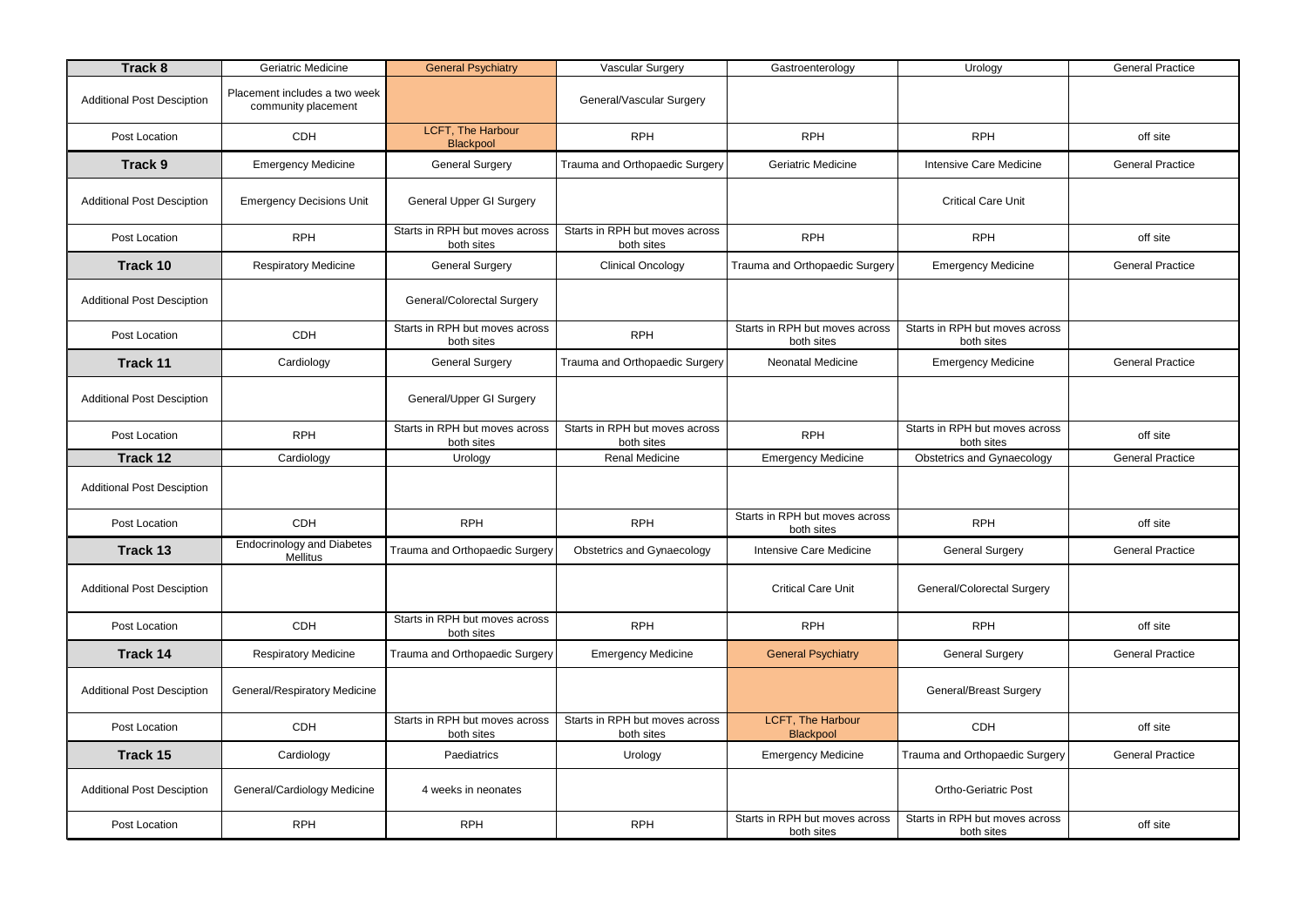| Track 8 | Geriatric Medicine | General Psychiatry | Vascular Surgery | Gastroenterology | Urology | General Practice |
|---|---|---|---|---|---|---|
| Additional Post Desciption | Placement includes a two week community placement | | General/Vascular Surgery | | | |
| Post Location | CDH | LCFT, The Harbour Blackpool | RPH | RPH | RPH | off site |
| **Track 9** | Emergency Medicine | General Surgery | Trauma and Orthopaedic Surgery | Geriatric Medicine | Intensive Care Medicine | General Practice |
| Additional Post Desciption | Emergency Decisions Unit | General Upper GI Surgery | | | Critical Care Unit | |
| Post Location | RPH | Starts in RPH but moves across both sites | Starts in RPH but moves across both sites | RPH | RPH | off site |
| **Track 10** | Respiratory Medicine | General Surgery | Clinical Oncology | Trauma and Orthopaedic Surgery | Emergency Medicine | General Practice |
| Additional Post Desciption | | General/Colorectal Surgery | | | | |
| Post Location | CDH | Starts in RPH but moves across both sites | RPH | Starts in RPH but moves across both sites | Starts in RPH but moves across both sites | |
| **Track 11** | Cardiology | General Surgery | Trauma and Orthopaedic Surgery | Neonatal Medicine | Emergency Medicine | General Practice |
| Additional Post Desciption | | General/Upper GI Surgery | | | | |
| Post Location | RPH | Starts in RPH but moves across both sites | Starts in RPH but moves across both sites | RPH | Starts in RPH but moves across both sites | off site |
| **Track 12** | Cardiology | Urology | Renal Medicine | Emergency Medicine | Obstetrics and Gynaecology | General Practice |
| Additional Post Desciption | | | | | | |
| Post Location | CDH | RPH | RPH | Starts in RPH but moves across both sites | RPH | off site |
| **Track 13** | Endocrinology and Diabetes Mellitus | Trauma and Orthopaedic Surgery | Obstetrics and Gynaecology | Intensive Care Medicine | General Surgery | General Practice |
| Additional Post Desciption | | | | Critical Care Unit | General/Colorectal Surgery | |
| Post Location | CDH | Starts in RPH but moves across both sites | RPH | RPH | RPH | off site |
| **Track 14** | Respiratory Medicine | Trauma and Orthopaedic Surgery | Emergency Medicine | General Psychiatry | General Surgery | General Practice |
| Additional Post Desciption | General/Respiratory Medicine | | | | General/Breast Surgery | |
| Post Location | CDH | Starts in RPH but moves across both sites | Starts in RPH but moves across both sites | LCFT, The Harbour Blackpool | CDH | off site |
| **Track 15** | Cardiology | Paediatrics | Urology | Emergency Medicine | Trauma and Orthopaedic Surgery | General Practice |
| Additional Post Desciption | General/Cardiology Medicine | 4 weeks in neonates | | | Ortho-Geriatric Post | |
| Post Location | RPH | RPH | RPH | Starts in RPH but moves across both sites | Starts in RPH but moves across both sites | off site |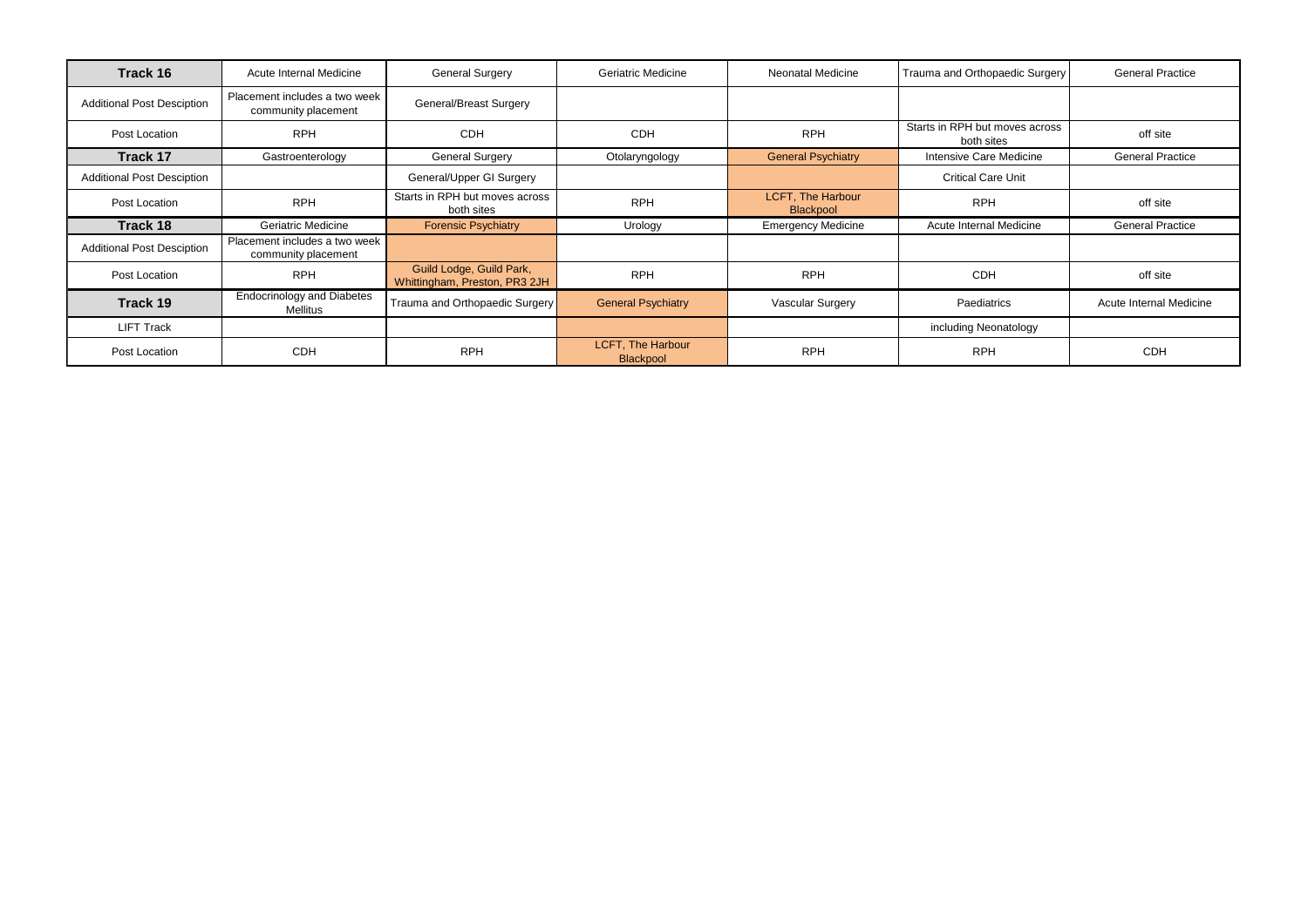| | | | | | | |
|---|---|---|---|---|---|---|
| **Track 16** | Acute Internal Medicine | General Surgery | Geriatric Medicine | Neonatal Medicine | Trauma and Orthopaedic Surgery | General Practice |
| Additional Post Desciption | Placement includes a two week community placement | General/Breast Surgery | | | | |
| Post Location | RPH | CDH | CDH | RPH | Starts in RPH but moves across both sites | off site |
| **Track 17** | Gastroenterology | General Surgery | Otolaryngology | General Psychiatry | Intensive Care Medicine | General Practice |
| Additional Post Desciption | | General/Upper GI Surgery | | | Critical Care Unit | |
| Post Location | RPH | Starts in RPH but moves across both sites | RPH | LCFT, The Harbour Blackpool | RPH | off site |
| **Track 18** | Geriatric Medicine | Forensic Psychiatry | Urology | Emergency Medicine | Acute Internal Medicine | General Practice |
| Additional Post Desciption | Placement includes a two week community placement | | | | | |
| Post Location | RPH | Guild Lodge, Guild Park, Whittingham, Preston, PR3 2JH | RPH | RPH | CDH | off site |
| **Track 19** | Endocrinology and Diabetes Mellitus | Trauma and Orthopaedic Surgery | General Psychiatry | Vascular Surgery | Paediatrics | Acute Internal Medicine |
| LIFT Track | | | | | including Neonatology | |
| Post Location | CDH | RPH | LCFT, The Harbour Blackpool | RPH | RPH | CDH |